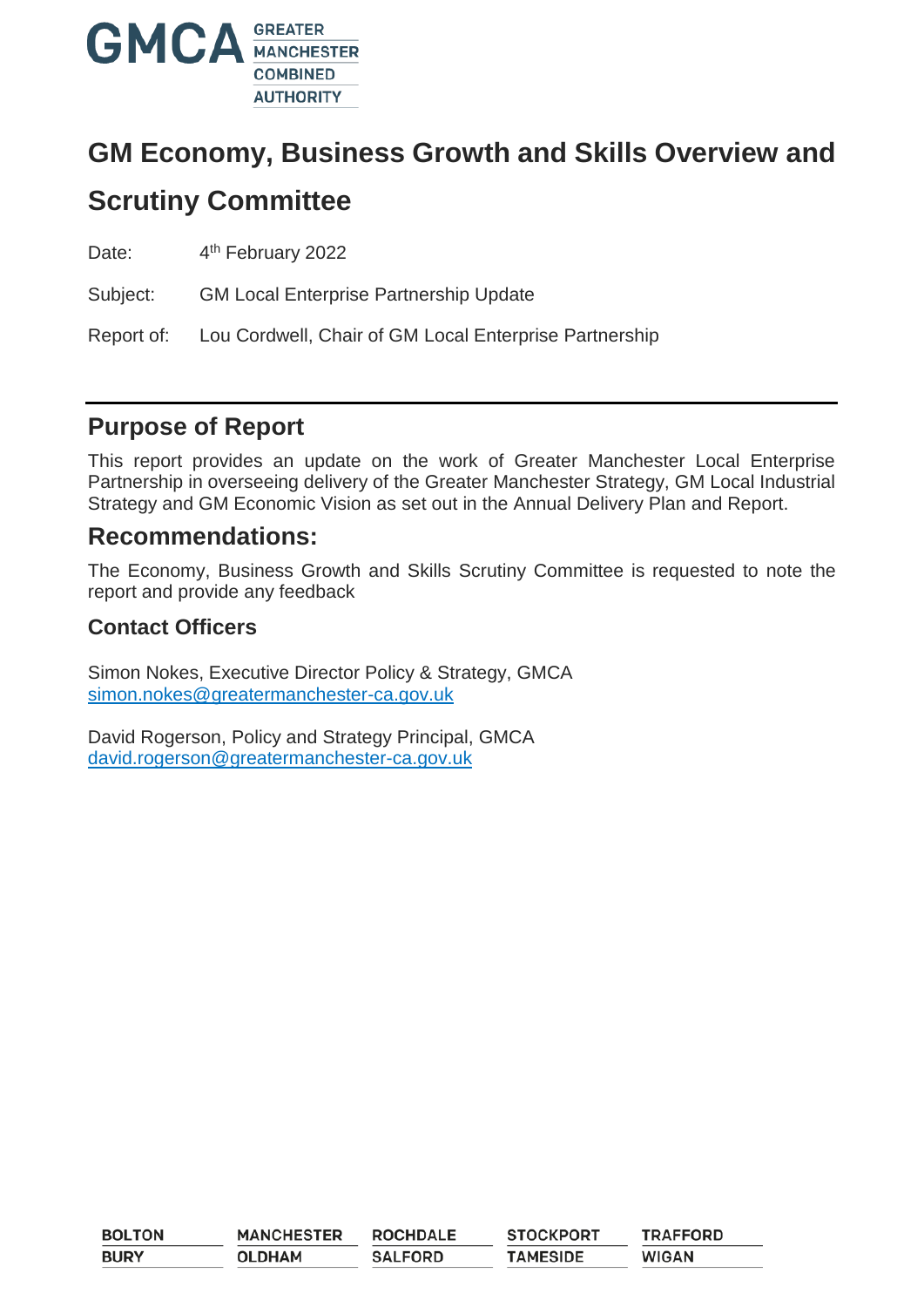# GM Economy, Business Growth and Skills Overview and Scrutiny Committee

Date: 4th February 2022

Subject: GM Local Enterprise Partnership Update

Report of: Lou Cordwell, Chair of GM Local Enterprise Partnership

## Purpose of Report

This report provides an update on the work of Greater Manchester Local Enterprise Partnership in overseeing delivery of the Greater Manchester Strategy, GM Local Industrial Strategy and GM Economic Vision as set out in the Annual Delivery Plan and Report.

## Recommendations:

The Economy, Business Growth and Skills Scrutiny Committee is requested to note the report and provide any feedback

### Contact Officers

Simon Nokes, Executive Director Policy & Strategy, GMCA
simon.nokes@greatermanchester-ca.gov.uk

David Rogerson, Policy and Strategy Principal, GMCA
david.rogerson@greatermanchester-ca.gov.uk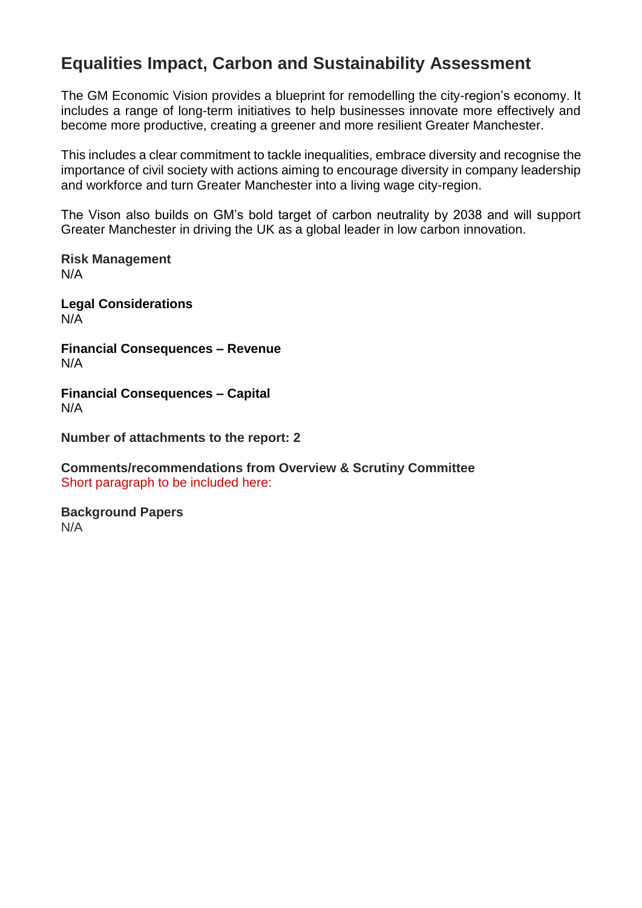## Equalities Impact, Carbon and Sustainability Assessment

The GM Economic Vision provides a blueprint for remodelling the city-region's economy. It includes a range of long-term initiatives to help businesses innovate more effectively and become more productive, creating a greener and more resilient Greater Manchester.

This includes a clear commitment to tackle inequalities, embrace diversity and recognise the importance of civil society with actions aiming to encourage diversity in company leadership and workforce and turn Greater Manchester into a living wage city-region.

The Vison also builds on GM's bold target of carbon neutrality by 2038 and will support Greater Manchester in driving the UK as a global leader in low carbon innovation.

**Risk Management**
N/A

**Legal Considerations**
N/A

**Financial Consequences – Revenue**
N/A

**Financial Consequences – Capital**
N/A

**Number of attachments to the report: 2**

**Comments/recommendations from Overview & Scrutiny Committee**
Short paragraph to be included here:

**Background Papers**
N/A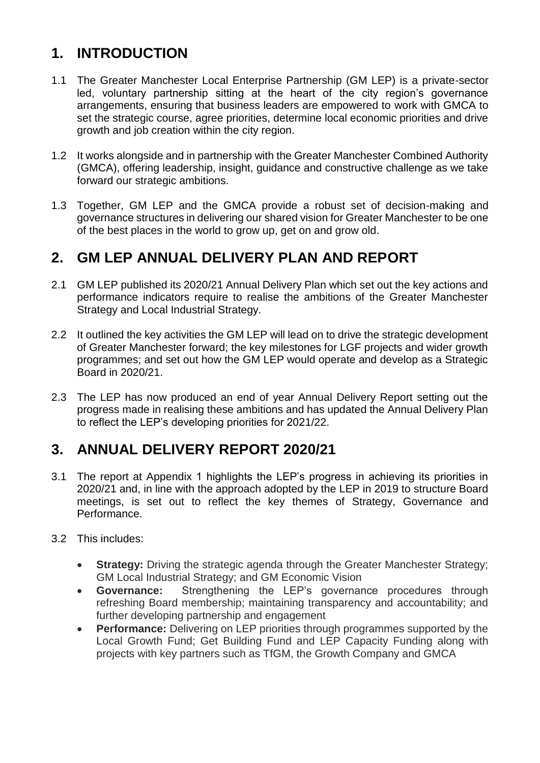## 1. INTRODUCTION

1.1 The Greater Manchester Local Enterprise Partnership (GM LEP) is a private-sector led, voluntary partnership sitting at the heart of the city region's governance arrangements, ensuring that business leaders are empowered to work with GMCA to set the strategic course, agree priorities, determine local economic priorities and drive growth and job creation within the city region.

1.2 It works alongside and in partnership with the Greater Manchester Combined Authority (GMCA), offering leadership, insight, guidance and constructive challenge as we take forward our strategic ambitions.

1.3 Together, GM LEP and the GMCA provide a robust set of decision-making and governance structures in delivering our shared vision for Greater Manchester to be one of the best places in the world to grow up, get on and grow old.

## 2. GM LEP ANNUAL DELIVERY PLAN AND REPORT

2.1 GM LEP published its 2020/21 Annual Delivery Plan which set out the key actions and performance indicators require to realise the ambitions of the Greater Manchester Strategy and Local Industrial Strategy.

2.2 It outlined the key activities the GM LEP will lead on to drive the strategic development of Greater Manchester forward; the key milestones for LGF projects and wider growth programmes; and set out how the GM LEP would operate and develop as a Strategic Board in 2020/21.

2.3 The LEP has now produced an end of year Annual Delivery Report setting out the progress made in realising these ambitions and has updated the Annual Delivery Plan to reflect the LEP's developing priorities for 2021/22.

## 3. ANNUAL DELIVERY REPORT 2020/21

3.1 The report at Appendix 1 highlights the LEP's progress in achieving its priorities in 2020/21 and, in line with the approach adopted by the LEP in 2019 to structure Board meetings, is set out to reflect the key themes of Strategy, Governance and Performance.

3.2 This includes:

- **Strategy:** Driving the strategic agenda through the Greater Manchester Strategy; GM Local Industrial Strategy; and GM Economic Vision
- **Governance:** Strengthening the LEP's governance procedures through refreshing Board membership; maintaining transparency and accountability; and further developing partnership and engagement
- **Performance:** Delivering on LEP priorities through programmes supported by the Local Growth Fund; Get Building Fund and LEP Capacity Funding along with projects with key partners such as TfGM, the Growth Company and GMCA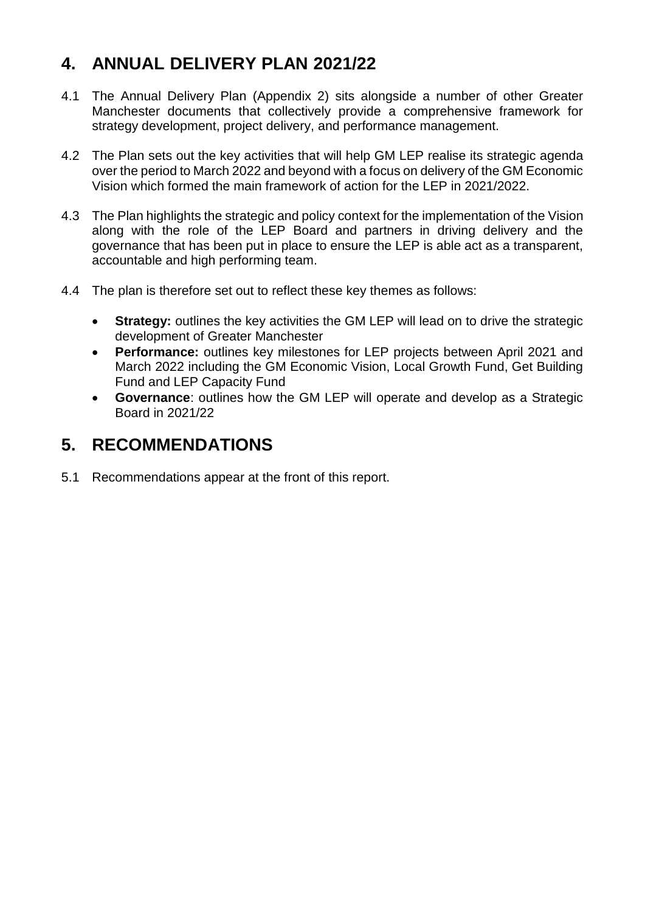## 4. ANNUAL DELIVERY PLAN 2021/22

4.1 The Annual Delivery Plan (Appendix 2) sits alongside a number of other Greater Manchester documents that collectively provide a comprehensive framework for strategy development, project delivery, and performance management.

4.2 The Plan sets out the key activities that will help GM LEP realise its strategic agenda over the period to March 2022 and beyond with a focus on delivery of the GM Economic Vision which formed the main framework of action for the LEP in 2021/2022.

4.3 The Plan highlights the strategic and policy context for the implementation of the Vision along with the role of the LEP Board and partners in driving delivery and the governance that has been put in place to ensure the LEP is able act as a transparent, accountable and high performing team.

4.4 The plan is therefore set out to reflect these key themes as follows:

- **Strategy:** outlines the key activities the GM LEP will lead on to drive the strategic development of Greater Manchester
- **Performance:** outlines key milestones for LEP projects between April 2021 and March 2022 including the GM Economic Vision, Local Growth Fund, Get Building Fund and LEP Capacity Fund
- **Governance**: outlines how the GM LEP will operate and develop as a Strategic Board in 2021/22

## 5. RECOMMENDATIONS

5.1 Recommendations appear at the front of this report.